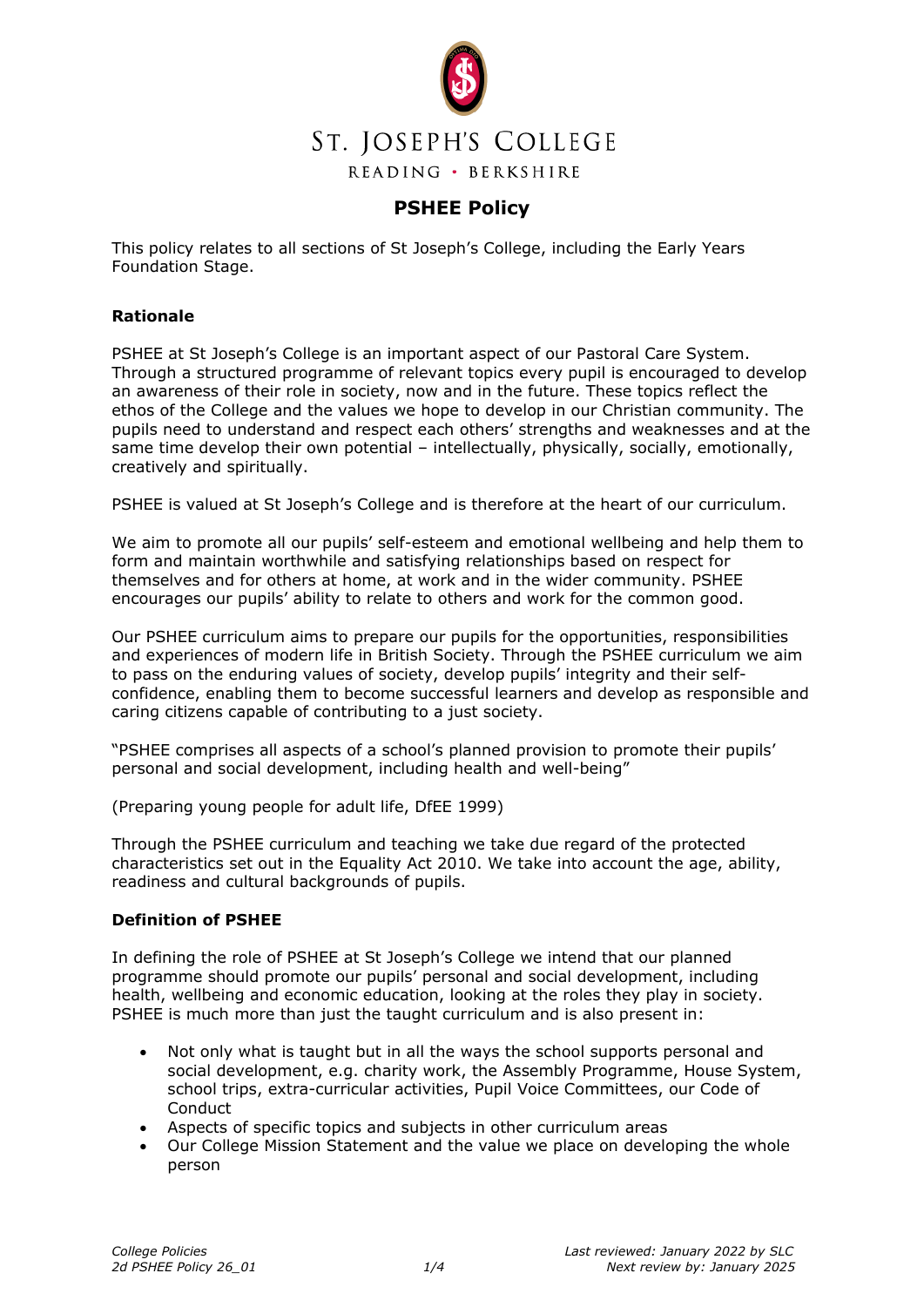# ST. JOSEPH'S COLLEGE

READING • BERKSHIRE

## PSHEE Policy

This policy relates to all sections of St Joseph's College, including the Early Years Foundation Stage.

### Rationale

PSHEE at St Joseph's College is an important aspect of our Pastoral Care System. Through a structured programme of relevant topics every pupil is encouraged to develop an awareness of their role in society, now and in the future. These topics reflect the ethos of the College and the values we hope to develop in our Christian community. The pupils need to understand and respect each others' strengths and weaknesses and at the same time develop their own potential – intellectually, physically, socially, emotionally, creatively and spiritually.

PSHEE is valued at St Joseph's College and is therefore at the heart of our curriculum.

We aim to promote all our pupils' self-esteem and emotional wellbeing and help them to form and maintain worthwhile and satisfying relationships based on respect for themselves and for others at home, at work and in the wider community. PSHEE encourages our pupils' ability to relate to others and work for the common good.

Our PSHEE curriculum aims to prepare our pupils for the opportunities, responsibilities and experiences of modern life in British Society. Through the PSHEE curriculum we aim to pass on the enduring values of society, develop pupils' integrity and their self-confidence, enabling them to become successful learners and develop as responsible and caring citizens capable of contributing to a just society.

"PSHEE comprises all aspects of a school's planned provision to promote their pupils' personal and social development, including health and well-being"

(Preparing young people for adult life, DfEE 1999)

Through the PSHEE curriculum and teaching we take due regard of the protected characteristics set out in the Equality Act 2010. We take into account the age, ability, readiness and cultural backgrounds of pupils.

### Definition of PSHEE

In defining the role of PSHEE at St Joseph's College we intend that our planned programme should promote our pupils' personal and social development, including health, wellbeing and economic education, looking at the roles they play in society. PSHEE is much more than just the taught curriculum and is also present in:

- Not only what is taught but in all the ways the school supports personal and social development, e.g. charity work, the Assembly Programme, House System, school trips, extra-curricular activities, Pupil Voice Committees, our Code of Conduct
- Aspects of specific topics and subjects in other curriculum areas
- Our College Mission Statement and the value we place on developing the whole person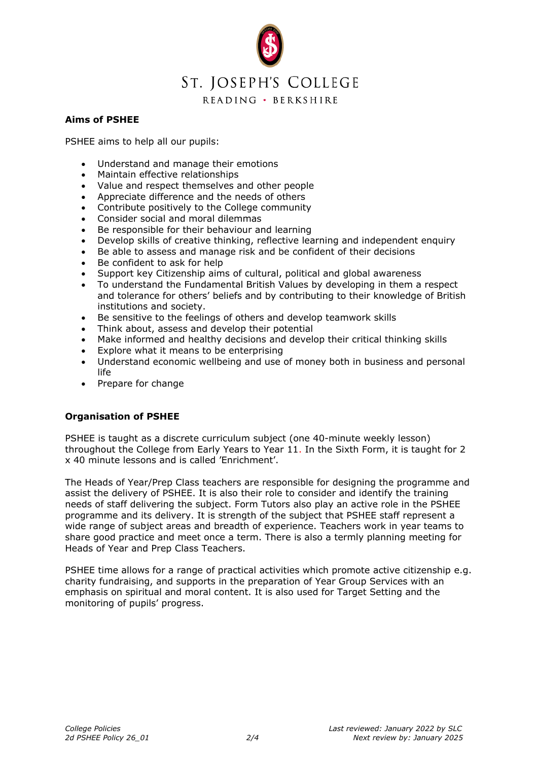## Aims of PSHEE

PSHEE aims to help all our pupils:

- Understand and manage their emotions
- Maintain effective relationships
- Value and respect themselves and other people
- Appreciate difference and the needs of others
- Contribute positively to the College community
- Consider social and moral dilemmas
- Be responsible for their behaviour and learning
- Develop skills of creative thinking, reflective learning and independent enquiry
- Be able to assess and manage risk and be confident of their decisions
- Be confident to ask for help
- Support key Citizenship aims of cultural, political and global awareness
- To understand the Fundamental British Values by developing in them a respect and tolerance for others' beliefs and by contributing to their knowledge of British institutions and society.
- Be sensitive to the feelings of others and develop teamwork skills
- Think about, assess and develop their potential
- Make informed and healthy decisions and develop their critical thinking skills
- Explore what it means to be enterprising
- Understand economic wellbeing and use of money both in business and personal life
- Prepare for change

## Organisation of PSHEE

PSHEE is taught as a discrete curriculum subject (one 40-minute weekly lesson) throughout the College from Early Years to Year 11. In the Sixth Form, it is taught for 2 x 40 minute lessons and is called 'Enrichment'.

The Heads of Year/Prep Class teachers are responsible for designing the programme and assist the delivery of PSHEE. It is also their role to consider and identify the training needs of staff delivering the subject. Form Tutors also play an active role in the PSHEE programme and its delivery. It is strength of the subject that PSHEE staff represent a wide range of subject areas and breadth of experience. Teachers work in year teams to share good practice and meet once a term. There is also a termly planning meeting for Heads of Year and Prep Class Teachers.

PSHEE time allows for a range of practical activities which promote active citizenship e.g. charity fundraising, and supports in the preparation of Year Group Services with an emphasis on spiritual and moral content. It is also used for Target Setting and the monitoring of pupils' progress.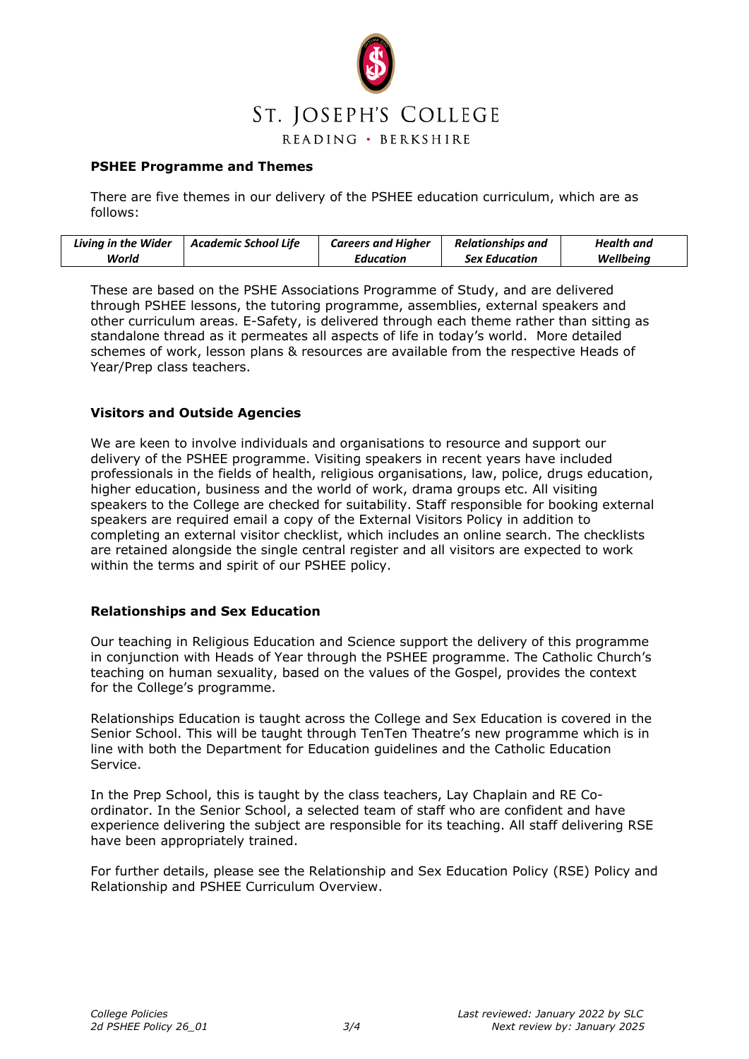### PSHEE Programme and Themes

There are five themes in our delivery of the PSHEE education curriculum, which are as follows:

| *Living in the Wider World* | *Academic School Life* | *Careers and Higher Education* | *Relationships and Sex Education* | *Health and Wellbeing* |
|---|---|---|---|---|

These are based on the PSHE Associations Programme of Study, and are delivered through PSHEE lessons, the tutoring programme, assemblies, external speakers and other curriculum areas. E-Safety, is delivered through each theme rather than sitting as standalone thread as it permeates all aspects of life in today's world. More detailed schemes of work, lesson plans & resources are available from the respective Heads of Year/Prep class teachers.

### Visitors and Outside Agencies

We are keen to involve individuals and organisations to resource and support our delivery of the PSHEE programme. Visiting speakers in recent years have included professionals in the fields of health, religious organisations, law, police, drugs education, higher education, business and the world of work, drama groups etc. All visiting speakers to the College are checked for suitability. Staff responsible for booking external speakers are required email a copy of the External Visitors Policy in addition to completing an external visitor checklist, which includes an online search. The checklists are retained alongside the single central register and all visitors are expected to work within the terms and spirit of our PSHEE policy.

### Relationships and Sex Education

Our teaching in Religious Education and Science support the delivery of this programme in conjunction with Heads of Year through the PSHEE programme. The Catholic Church's teaching on human sexuality, based on the values of the Gospel, provides the context for the College's programme.

Relationships Education is taught across the College and Sex Education is covered in the Senior School. This will be taught through TenTen Theatre's new programme which is in line with both the Department for Education guidelines and the Catholic Education Service.

In the Prep School, this is taught by the class teachers, Lay Chaplain and RE Co-ordinator. In the Senior School, a selected team of staff who are confident and have experience delivering the subject are responsible for its teaching. All staff delivering RSE have been appropriately trained.

For further details, please see the Relationship and Sex Education Policy (RSE) Policy and Relationship and PSHEE Curriculum Overview.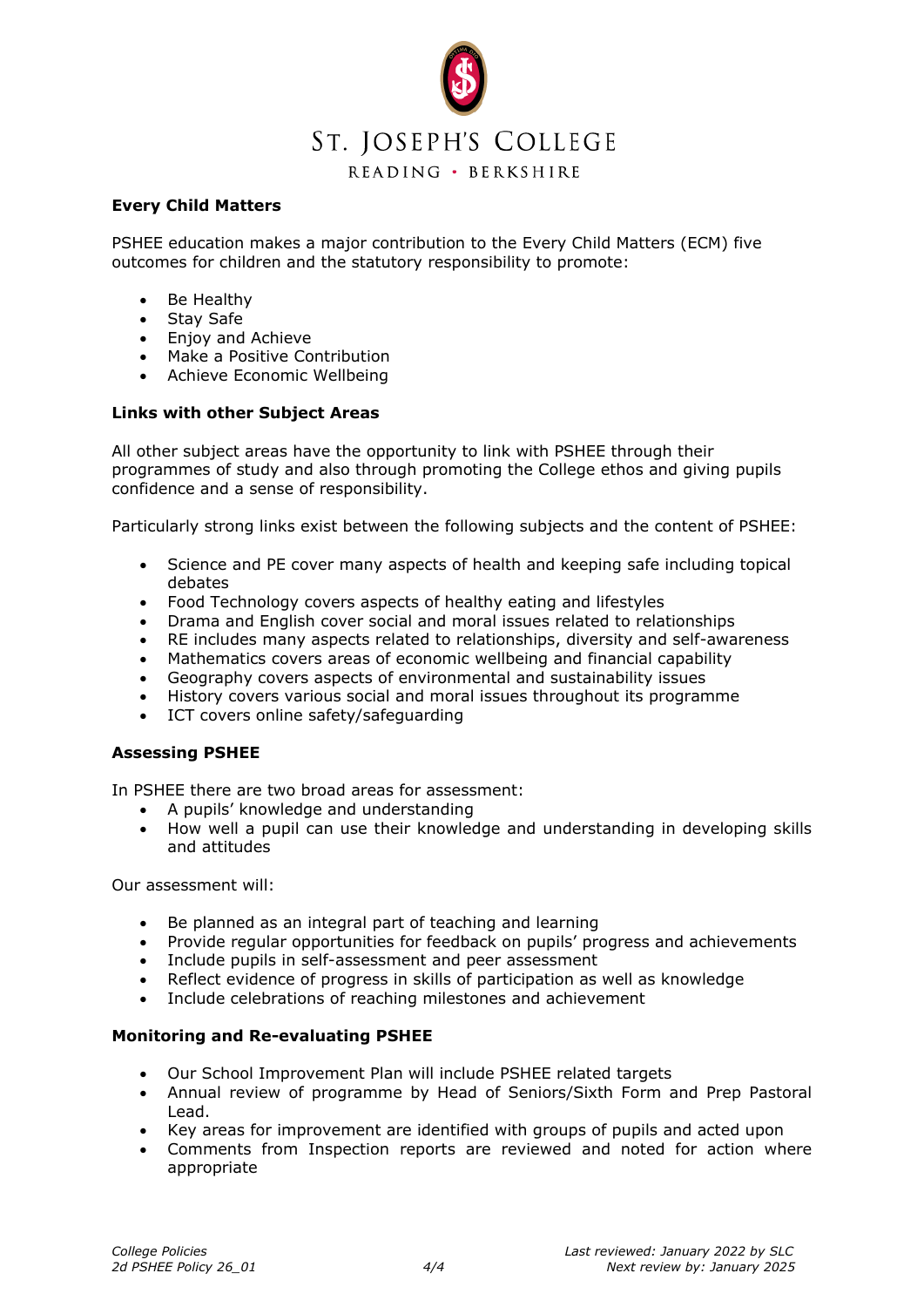## Every Child Matters

PSHEE education makes a major contribution to the Every Child Matters (ECM) five outcomes for children and the statutory responsibility to promote:

- Be Healthy
- Stay Safe
- Enjoy and Achieve
- Make a Positive Contribution
- Achieve Economic Wellbeing

## Links with other Subject Areas

All other subject areas have the opportunity to link with PSHEE through their programmes of study and also through promoting the College ethos and giving pupils confidence and a sense of responsibility.

Particularly strong links exist between the following subjects and the content of PSHEE:

- Science and PE cover many aspects of health and keeping safe including topical debates
- Food Technology covers aspects of healthy eating and lifestyles
- Drama and English cover social and moral issues related to relationships
- RE includes many aspects related to relationships, diversity and self-awareness
- Mathematics covers areas of economic wellbeing and financial capability
- Geography covers aspects of environmental and sustainability issues
- History covers various social and moral issues throughout its programme
- ICT covers online safety/safeguarding

## Assessing PSHEE

In PSHEE there are two broad areas for assessment:

- A pupils' knowledge and understanding
- How well a pupil can use their knowledge and understanding in developing skills and attitudes

Our assessment will:

- Be planned as an integral part of teaching and learning
- Provide regular opportunities for feedback on pupils' progress and achievements
- Include pupils in self-assessment and peer assessment
- Reflect evidence of progress in skills of participation as well as knowledge
- Include celebrations of reaching milestones and achievement

## Monitoring and Re-evaluating PSHEE

- Our School Improvement Plan will include PSHEE related targets
- Annual review of programme by Head of Seniors/Sixth Form and Prep Pastoral Lead.
- Key areas for improvement are identified with groups of pupils and acted upon
- Comments from Inspection reports are reviewed and noted for action where appropriate

*College Policies*
*2d PSHEE Policy 26_01*

*Last reviewed: January 2022 by SLC*
*Next review by: January 2025*